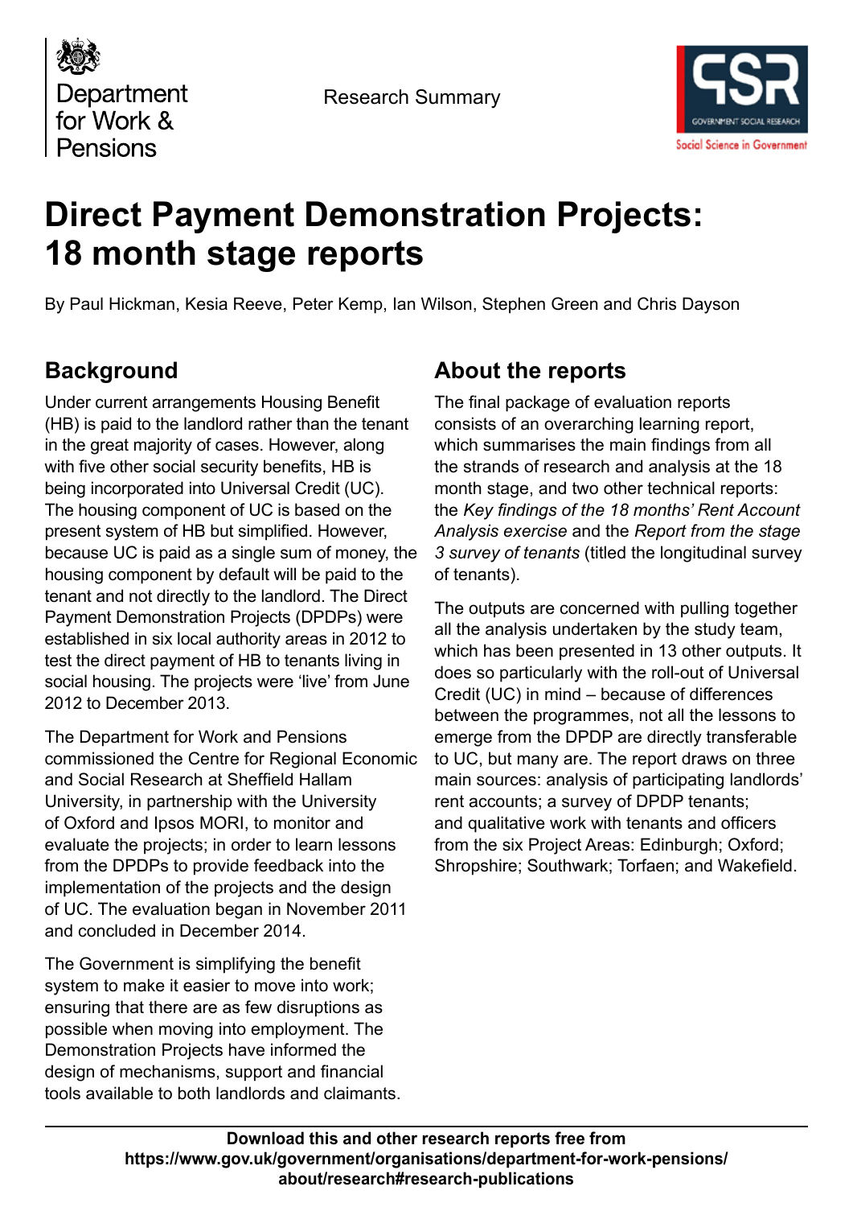Department for Work & Pensions

Research Summary

# Direct Payment Demonstration Projects: 18 month stage reports

By Paul Hickman, Kesia Reeve, Peter Kemp, Ian Wilson, Stephen Green and Chris Dayson

## Background

Under current arrangements Housing Benefit (HB) is paid to the landlord rather than the tenant in the great majority of cases. However, along with five other social security benefits, HB is being incorporated into Universal Credit (UC). The housing component of UC is based on the present system of HB but simplified. However, because UC is paid as a single sum of money, the housing component by default will be paid to the tenant and not directly to the landlord. The Direct Payment Demonstration Projects (DPDPs) were established in six local authority areas in 2012 to test the direct payment of HB to tenants living in social housing. The projects were 'live' from June 2012 to December 2013.

The Department for Work and Pensions commissioned the Centre for Regional Economic and Social Research at Sheffield Hallam University, in partnership with the University of Oxford and Ipsos MORI, to monitor and evaluate the projects; in order to learn lessons from the DPDPs to provide feedback into the implementation of the projects and the design of UC. The evaluation began in November 2011 and concluded in December 2014.

The Government is simplifying the benefit system to make it easier to move into work; ensuring that there are as few disruptions as possible when moving into employment. The Demonstration Projects have informed the design of mechanisms, support and financial tools available to both landlords and claimants.

## About the reports

The final package of evaluation reports consists of an overarching learning report, which summarises the main findings from all the strands of research and analysis at the 18 month stage, and two other technical reports: the *Key findings of the 18 months' Rent Account Analysis exercise* and the *Report from the stage 3 survey of tenants* (titled the longitudinal survey of tenants).

The outputs are concerned with pulling together all the analysis undertaken by the study team, which has been presented in 13 other outputs. It does so particularly with the roll-out of Universal Credit (UC) in mind – because of differences between the programmes, not all the lessons to emerge from the DPDP are directly transferable to UC, but many are. The report draws on three main sources: analysis of participating landlords' rent accounts; a survey of DPDP tenants; and qualitative work with tenants and officers from the six Project Areas: Edinburgh; Oxford; Shropshire; Southwark; Torfaen; and Wakefield.

**Download this and other research reports free from https://www.gov.uk/government/organisations/department-for-work-pensions/about/research#research-publications**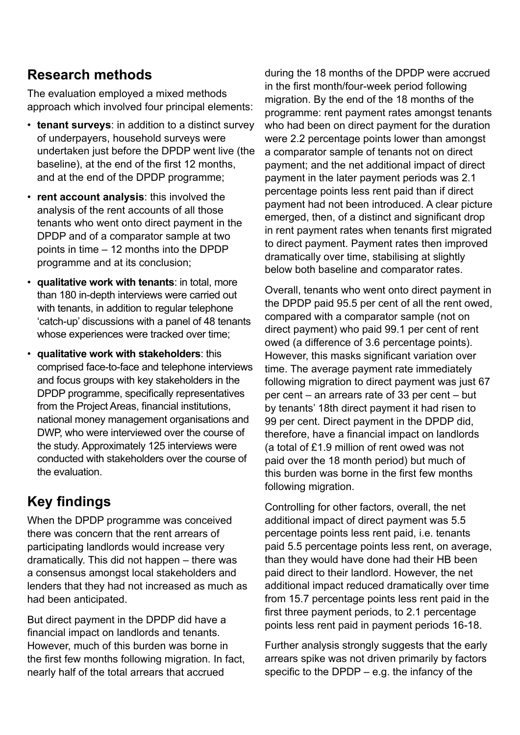## Research methods

The evaluation employed a mixed methods approach which involved four principal elements:

- **tenant surveys**: in addition to a distinct survey of underpayers, household surveys were undertaken just before the DPDP went live (the baseline), at the end of the first 12 months, and at the end of the DPDP programme;
- **rent account analysis**: this involved the analysis of the rent accounts of all those tenants who went onto direct payment in the DPDP and of a comparator sample at two points in time – 12 months into the DPDP programme and at its conclusion;
- **qualitative work with tenants**: in total, more than 180 in-depth interviews were carried out with tenants, in addition to regular telephone 'catch-up' discussions with a panel of 48 tenants whose experiences were tracked over time;
- **qualitative work with stakeholders**: this comprised face-to-face and telephone interviews and focus groups with key stakeholders in the DPDP programme, specifically representatives from the Project Areas, financial institutions, national money management organisations and DWP, who were interviewed over the course of the study. Approximately 125 interviews were conducted with stakeholders over the course of the evaluation.

## Key findings

When the DPDP programme was conceived there was concern that the rent arrears of participating landlords would increase very dramatically. This did not happen – there was a consensus amongst local stakeholders and lenders that they had not increased as much as had been anticipated.

But direct payment in the DPDP did have a financial impact on landlords and tenants. However, much of this burden was borne in the first few months following migration. In fact, nearly half of the total arrears that accrued during the 18 months of the DPDP were accrued in the first month/four-week period following migration. By the end of the 18 months of the programme: rent payment rates amongst tenants who had been on direct payment for the duration were 2.2 percentage points lower than amongst a comparator sample of tenants not on direct payment; and the net additional impact of direct payment in the later payment periods was 2.1 percentage points less rent paid than if direct payment had not been introduced. A clear picture emerged, then, of a distinct and significant drop in rent payment rates when tenants first migrated to direct payment. Payment rates then improved dramatically over time, stabilising at slightly below both baseline and comparator rates.

Overall, tenants who went onto direct payment in the DPDP paid 95.5 per cent of all the rent owed, compared with a comparator sample (not on direct payment) who paid 99.1 per cent of rent owed (a difference of 3.6 percentage points). However, this masks significant variation over time. The average payment rate immediately following migration to direct payment was just 67 per cent – an arrears rate of 33 per cent – but by tenants' 18th direct payment it had risen to 99 per cent. Direct payment in the DPDP did, therefore, have a financial impact on landlords (a total of £1.9 million of rent owed was not paid over the 18 month period) but much of this burden was borne in the first few months following migration.

Controlling for other factors, overall, the net additional impact of direct payment was 5.5 percentage points less rent paid, i.e. tenants paid 5.5 percentage points less rent, on average, than they would have done had their HB been paid direct to their landlord. However, the net additional impact reduced dramatically over time from 15.7 percentage points less rent paid in the first three payment periods, to 2.1 percentage points less rent paid in payment periods 16-18.

Further analysis strongly suggests that the early arrears spike was not driven primarily by factors specific to the DPDP – e.g. the infancy of the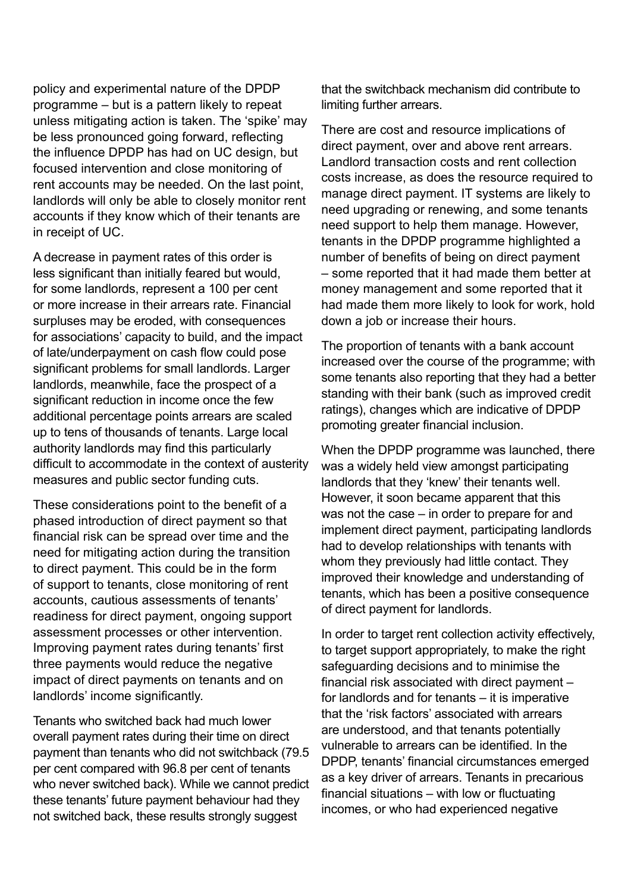policy and experimental nature of the DPDP programme – but is a pattern likely to repeat unless mitigating action is taken. The 'spike' may be less pronounced going forward, reflecting the influence DPDP has had on UC design, but focused intervention and close monitoring of rent accounts may be needed. On the last point, landlords will only be able to closely monitor rent accounts if they know which of their tenants are in receipt of UC.

A decrease in payment rates of this order is less significant than initially feared but would, for some landlords, represent a 100 per cent or more increase in their arrears rate. Financial surpluses may be eroded, with consequences for associations' capacity to build, and the impact of late/underpayment on cash flow could pose significant problems for small landlords. Larger landlords, meanwhile, face the prospect of a significant reduction in income once the few additional percentage points arrears are scaled up to tens of thousands of tenants. Large local authority landlords may find this particularly difficult to accommodate in the context of austerity measures and public sector funding cuts.

These considerations point to the benefit of a phased introduction of direct payment so that financial risk can be spread over time and the need for mitigating action during the transition to direct payment. This could be in the form of support to tenants, close monitoring of rent accounts, cautious assessments of tenants' readiness for direct payment, ongoing support assessment processes or other intervention. Improving payment rates during tenants' first three payments would reduce the negative impact of direct payments on tenants and on landlords' income significantly.

Tenants who switched back had much lower overall payment rates during their time on direct payment than tenants who did not switchback (79.5 per cent compared with 96.8 per cent of tenants who never switched back). While we cannot predict these tenants' future payment behaviour had they not switched back, these results strongly suggest that the switchback mechanism did contribute to limiting further arrears.

There are cost and resource implications of direct payment, over and above rent arrears. Landlord transaction costs and rent collection costs increase, as does the resource required to manage direct payment. IT systems are likely to need upgrading or renewing, and some tenants need support to help them manage. However, tenants in the DPDP programme highlighted a number of benefits of being on direct payment – some reported that it had made them better at money management and some reported that it had made them more likely to look for work, hold down a job or increase their hours.

The proportion of tenants with a bank account increased over the course of the programme; with some tenants also reporting that they had a better standing with their bank (such as improved credit ratings), changes which are indicative of DPDP promoting greater financial inclusion.

When the DPDP programme was launched, there was a widely held view amongst participating landlords that they 'knew' their tenants well. However, it soon became apparent that this was not the case – in order to prepare for and implement direct payment, participating landlords had to develop relationships with tenants with whom they previously had little contact. They improved their knowledge and understanding of tenants, which has been a positive consequence of direct payment for landlords.

In order to target rent collection activity effectively, to target support appropriately, to make the right safeguarding decisions and to minimise the financial risk associated with direct payment – for landlords and for tenants – it is imperative that the 'risk factors' associated with arrears are understood, and that tenants potentially vulnerable to arrears can be identified. In the DPDP, tenants' financial circumstances emerged as a key driver of arrears. Tenants in precarious financial situations – with low or fluctuating incomes, or who had experienced negative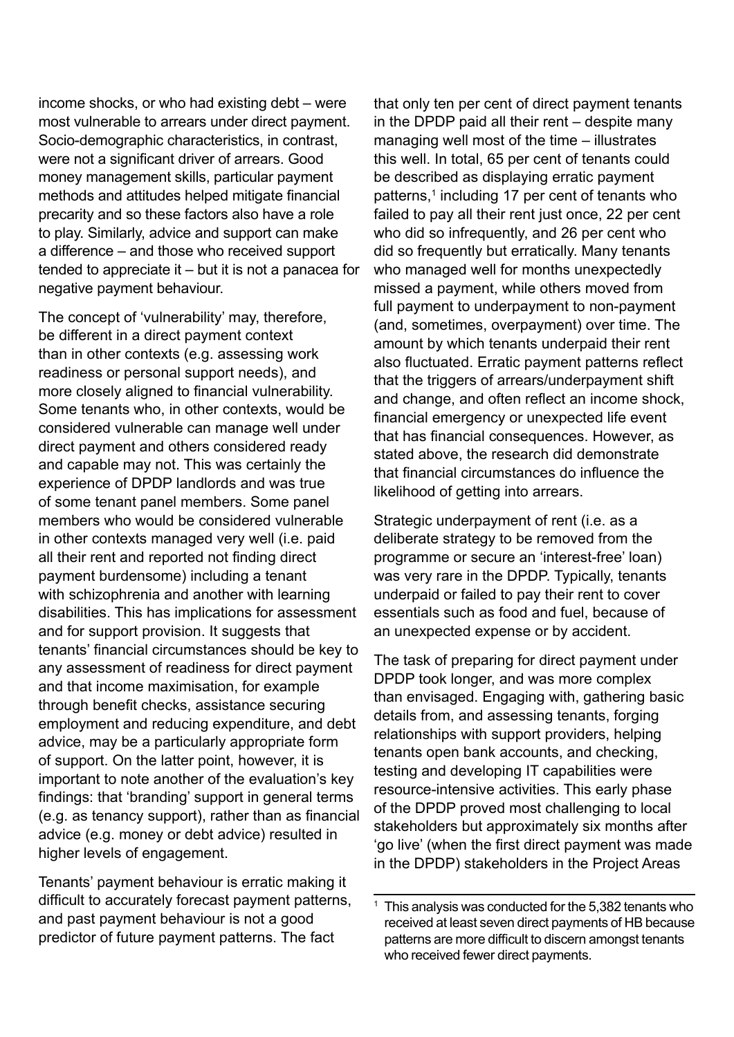income shocks, or who had existing debt – were most vulnerable to arrears under direct payment. Socio-demographic characteristics, in contrast, were not a significant driver of arrears. Good money management skills, particular payment methods and attitudes helped mitigate financial precarity and so these factors also have a role to play. Similarly, advice and support can make a difference – and those who received support tended to appreciate it – but it is not a panacea for negative payment behaviour.

The concept of 'vulnerability' may, therefore, be different in a direct payment context than in other contexts (e.g. assessing work readiness or personal support needs), and more closely aligned to financial vulnerability. Some tenants who, in other contexts, would be considered vulnerable can manage well under direct payment and others considered ready and capable may not. This was certainly the experience of DPDP landlords and was true of some tenant panel members. Some panel members who would be considered vulnerable in other contexts managed very well (i.e. paid all their rent and reported not finding direct payment burdensome) including a tenant with schizophrenia and another with learning disabilities. This has implications for assessment and for support provision. It suggests that tenants' financial circumstances should be key to any assessment of readiness for direct payment and that income maximisation, for example through benefit checks, assistance securing employment and reducing expenditure, and debt advice, may be a particularly appropriate form of support. On the latter point, however, it is important to note another of the evaluation's key findings: that 'branding' support in general terms (e.g. as tenancy support), rather than as financial advice (e.g. money or debt advice) resulted in higher levels of engagement.

Tenants' payment behaviour is erratic making it difficult to accurately forecast payment patterns, and past payment behaviour is not a good predictor of future payment patterns. The fact that only ten per cent of direct payment tenants in the DPDP paid all their rent – despite many managing well most of the time – illustrates this well. In total, 65 per cent of tenants could be described as displaying erratic payment patterns,[1] including 17 per cent of tenants who failed to pay all their rent just once, 22 per cent who did so infrequently, and 26 per cent who did so frequently but erratically. Many tenants who managed well for months unexpectedly missed a payment, while others moved from full payment to underpayment to non-payment (and, sometimes, overpayment) over time. The amount by which tenants underpaid their rent also fluctuated. Erratic payment patterns reflect that the triggers of arrears/underpayment shift and change, and often reflect an income shock, financial emergency or unexpected life event that has financial consequences. However, as stated above, the research did demonstrate that financial circumstances do influence the likelihood of getting into arrears.

Strategic underpayment of rent (i.e. as a deliberate strategy to be removed from the programme or secure an 'interest-free' loan) was very rare in the DPDP. Typically, tenants underpaid or failed to pay their rent to cover essentials such as food and fuel, because of an unexpected expense or by accident.

The task of preparing for direct payment under DPDP took longer, and was more complex than envisaged. Engaging with, gathering basic details from, and assessing tenants, forging relationships with support providers, helping tenants open bank accounts, and checking, testing and developing IT capabilities were resource-intensive activities. This early phase of the DPDP proved most challenging to local stakeholders but approximately six months after 'go live' (when the first direct payment was made in the DPDP) stakeholders in the Project Areas

---

[1] This analysis was conducted for the 5,382 tenants who received at least seven direct payments of HB because patterns are more difficult to discern amongst tenants who received fewer direct payments.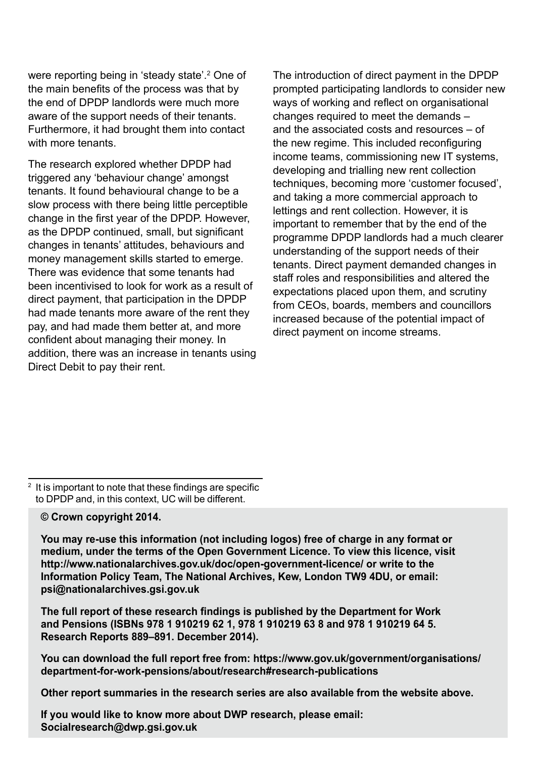were reporting being in 'steady state'.[2] One of the main benefits of the process was that by the end of DPDP landlords were much more aware of the support needs of their tenants. Furthermore, it had brought them into contact with more tenants.

The research explored whether DPDP had triggered any 'behaviour change' amongst tenants. It found behavioural change to be a slow process with there being little perceptible change in the first year of the DPDP. However, as the DPDP continued, small, but significant changes in tenants' attitudes, behaviours and money management skills started to emerge. There was evidence that some tenants had been incentivised to look for work as a result of direct payment, that participation in the DPDP had made tenants more aware of the rent they pay, and had made them better at, and more confident about managing their money. In addition, there was an increase in tenants using Direct Debit to pay their rent.

The introduction of direct payment in the DPDP prompted participating landlords to consider new ways of working and reflect on organisational changes required to meet the demands – and the associated costs and resources – of the new regime. This included reconfiguring income teams, commissioning new IT systems, developing and trialling new rent collection techniques, becoming more 'customer focused', and taking a more commercial approach to lettings and rent collection. However, it is important to remember that by the end of the programme DPDP landlords had a much clearer understanding of the support needs of their tenants. Direct payment demanded changes in staff roles and responsibilities and altered the expectations placed upon them, and scrutiny from CEOs, boards, members and councillors increased because of the potential impact of direct payment on income streams.

[2] It is important to note that these findings are specific to DPDP and, in this context, UC will be different.

**© Crown copyright 2014.**

**You may re-use this information (not including logos) free of charge in any format or medium, under the terms of the Open Government Licence. To view this licence, visit http://www.nationalarchives.gov.uk/doc/open-government-licence/ or write to the Information Policy Team, The National Archives, Kew, London TW9 4DU, or email: psi@nationalarchives.gsi.gov.uk**

**The full report of these research findings is published by the Department for Work and Pensions (ISBNs 978 1 910219 62 1, 978 1 910219 63 8 and 978 1 910219 64 5. Research Reports 889–891. December 2014).**

**You can download the full report free from: https://www.gov.uk/government/organisations/department-for-work-pensions/about/research#research-publications**

**Other report summaries in the research series are also available from the website above.**

**If you would like to know more about DWP research, please email: Socialresearch@dwp.gsi.gov.uk**